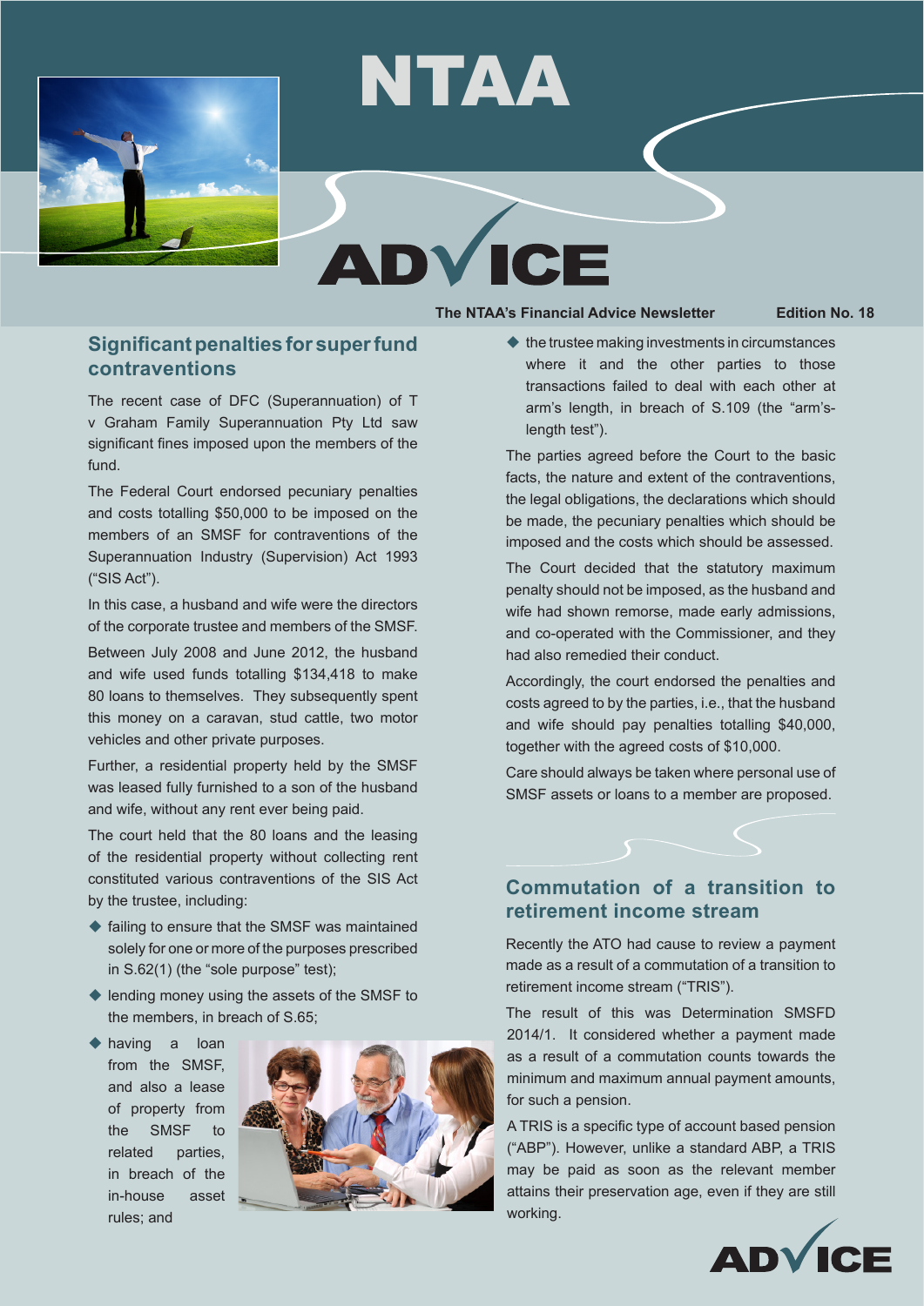# NTAA ADVICE

The NTAA's Financial Advice Newsletter — Edition No. 18

## Significant penalties for super fund contraventions

The recent case of DFC (Superannuation) of T v Graham Family Superannuation Pty Ltd saw significant fines imposed upon the members of the fund.

The Federal Court endorsed pecuniary penalties and costs totalling $50,000 to be imposed on the members of an SMSF for contraventions of the Superannuation Industry (Supervision) Act 1993 ("SIS Act").

In this case, a husband and wife were the directors of the corporate trustee and members of the SMSF.

Between July 2008 and June 2012, the husband and wife used funds totalling $134,418 to make 80 loans to themselves. They subsequently spent this money on a caravan, stud cattle, two motor vehicles and other private purposes.

Further, a residential property held by the SMSF was leased fully furnished to a son of the husband and wife, without any rent ever being paid.

The court held that the 80 loans and the leasing of the residential property without collecting rent constituted various contraventions of the SIS Act by the trustee, including:

- failing to ensure that the SMSF was maintained solely for one or more of the purposes prescribed in S.62(1) (the "sole purpose" test);
- lending money using the assets of the SMSF to the members, in breach of S.65;
- having a loan from the SMSF, and also a lease of property from the SMSF to related parties, in breach of the in-house asset rules; and
- the trustee making investments in circumstances where it and the other parties to those transactions failed to deal with each other at arm's length, in breach of S.109 (the "arm's-length test").

The parties agreed before the Court to the basic facts, the nature and extent of the contraventions, the legal obligations, the declarations which should be made, the pecuniary penalties which should be imposed and the costs which should be assessed.

The Court decided that the statutory maximum penalty should not be imposed, as the husband and wife had shown remorse, made early admissions, and co-operated with the Commissioner, and they had also remedied their conduct.

Accordingly, the court endorsed the penalties and costs agreed to by the parties, i.e., that the husband and wife should pay penalties totalling $40,000, together with the agreed costs of $10,000.

Care should always be taken where personal use of SMSF assets or loans to a member are proposed.

## Commutation of a transition to retirement income stream

Recently the ATO had cause to review a payment made as a result of a commutation of a transition to retirement income stream ("TRIS").

The result of this was Determination SMSFD 2014/1. It considered whether a payment made as a result of a commutation counts towards the minimum and maximum annual payment amounts, for such a pension.

A TRIS is a specific type of account based pension ("ABP"). However, unlike a standard ABP, a TRIS may be paid as soon as the relevant member attains their preservation age, even if they are still working.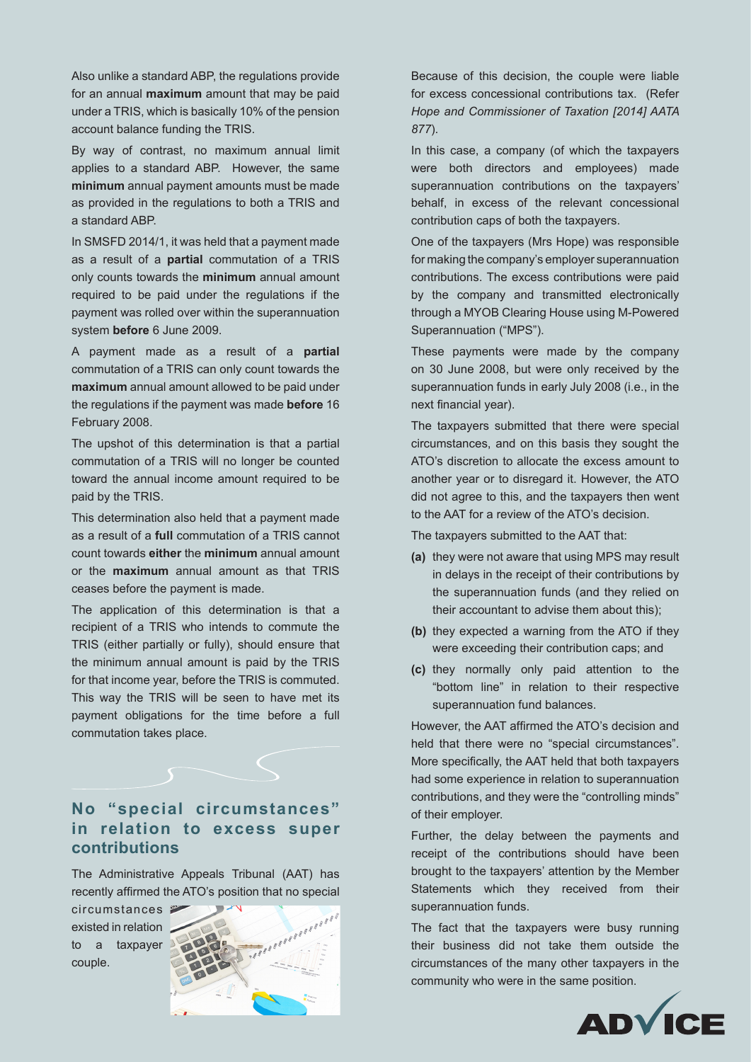Also unlike a standard ABP, the regulations provide for an annual **maximum** amount that may be paid under a TRIS, which is basically 10% of the pension account balance funding the TRIS.

By way of contrast, no maximum annual limit applies to a standard ABP. However, the same **minimum** annual payment amounts must be made as provided in the regulations to both a TRIS and a standard ABP.

In SMSFD 2014/1, it was held that a payment made as a result of a **partial** commutation of a TRIS only counts towards the **minimum** annual amount required to be paid under the regulations if the payment was rolled over within the superannuation system **before** 6 June 2009.

A payment made as a result of a **partial** commutation of a TRIS can only count towards the **maximum** annual amount allowed to be paid under the regulations if the payment was made **before** 16 February 2008.

The upshot of this determination is that a partial commutation of a TRIS will no longer be counted toward the annual income amount required to be paid by the TRIS.

This determination also held that a payment made as a result of a **full** commutation of a TRIS cannot count towards **either** the **minimum** annual amount or the **maximum** annual amount as that TRIS ceases before the payment is made.

The application of this determination is that a recipient of a TRIS who intends to commute the TRIS (either partially or fully), should ensure that the minimum annual amount is paid by the TRIS for that income year, before the TRIS is commuted. This way the TRIS will be seen to have met its payment obligations for the time before a full commutation takes place.

## No "special circumstances" in relation to excess super contributions

The Administrative Appeals Tribunal (AAT) has recently affirmed the ATO's position that no special circumstances existed in relation to a taxpayer couple.

Because of this decision, the couple were liable for excess concessional contributions tax. (Refer *Hope and Commissioner of Taxation [2014] AATA 877*).

In this case, a company (of which the taxpayers were both directors and employees) made superannuation contributions on the taxpayers' behalf, in excess of the relevant concessional contribution caps of both the taxpayers.

One of the taxpayers (Mrs Hope) was responsible for making the company's employer superannuation contributions. The excess contributions were paid by the company and transmitted electronically through a MYOB Clearing House using M-Powered Superannuation ("MPS").

These payments were made by the company on 30 June 2008, but were only received by the superannuation funds in early July 2008 (i.e., in the next financial year).

The taxpayers submitted that there were special circumstances, and on this basis they sought the ATO's discretion to allocate the excess amount to another year or to disregard it. However, the ATO did not agree to this, and the taxpayers then went to the AAT for a review of the ATO's decision.

The taxpayers submitted to the AAT that:

- **(a)** they were not aware that using MPS may result in delays in the receipt of their contributions by the superannuation funds (and they relied on their accountant to advise them about this);
- **(b)** they expected a warning from the ATO if they were exceeding their contribution caps; and
- **(c)** they normally only paid attention to the "bottom line" in relation to their respective superannuation fund balances.

However, the AAT affirmed the ATO's decision and held that there were no "special circumstances". More specifically, the AAT held that both taxpayers had some experience in relation to superannuation contributions, and they were the "controlling minds" of their employer.

Further, the delay between the payments and receipt of the contributions should have been brought to the taxpayers' attention by the Member Statements which they received from their superannuation funds.

The fact that the taxpayers were busy running their business did not take them outside the circumstances of the many other taxpayers in the community who were in the same position.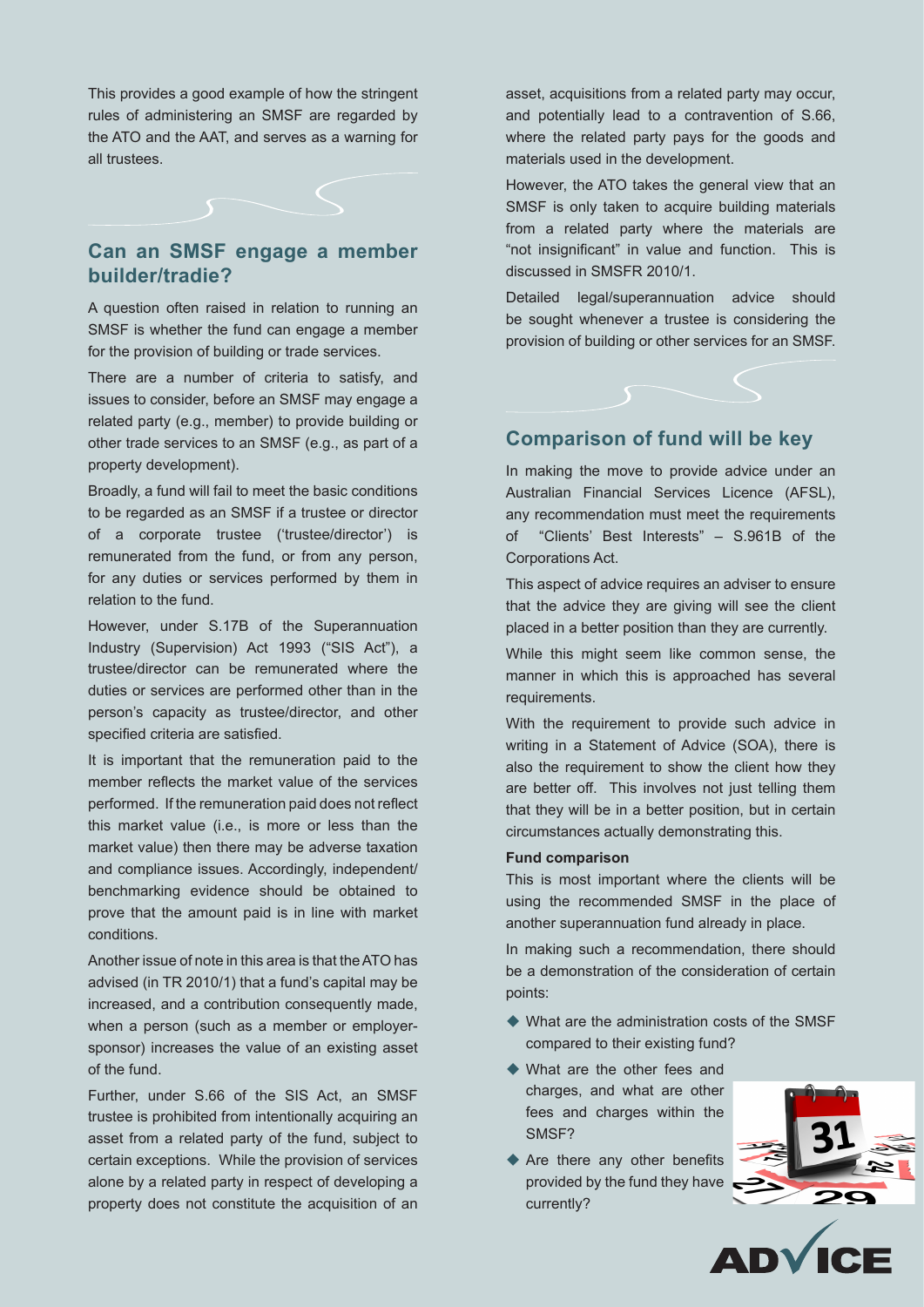This provides a good example of how the stringent rules of administering an SMSF are regarded by the ATO and the AAT, and serves as a warning for all trustees.

## Can an SMSF engage a member builder/tradie?

A question often raised in relation to running an SMSF is whether the fund can engage a member for the provision of building or trade services.

There are a number of criteria to satisfy, and issues to consider, before an SMSF may engage a related party (e.g., member) to provide building or other trade services to an SMSF (e.g., as part of a property development).

Broadly, a fund will fail to meet the basic conditions to be regarded as an SMSF if a trustee or director of a corporate trustee ('trustee/director') is remunerated from the fund, or from any person, for any duties or services performed by them in relation to the fund.

However, under S.17B of the Superannuation Industry (Supervision) Act 1993 ("SIS Act"), a trustee/director can be remunerated where the duties or services are performed other than in the person's capacity as trustee/director, and other specified criteria are satisfied.

It is important that the remuneration paid to the member reflects the market value of the services performed. If the remuneration paid does not reflect this market value (i.e., is more or less than the market value) then there may be adverse taxation and compliance issues. Accordingly, independent/benchmarking evidence should be obtained to prove that the amount paid is in line with market conditions.

Another issue of note in this area is that the ATO has advised (in TR 2010/1) that a fund's capital may be increased, and a contribution consequently made, when a person (such as a member or employer-sponsor) increases the value of an existing asset of the fund.

Further, under S.66 of the SIS Act, an SMSF trustee is prohibited from intentionally acquiring an asset from a related party of the fund, subject to certain exceptions. While the provision of services alone by a related party in respect of developing a property does not constitute the acquisition of an asset, acquisitions from a related party may occur, and potentially lead to a contravention of S.66, where the related party pays for the goods and materials used in the development.

However, the ATO takes the general view that an SMSF is only taken to acquire building materials from a related party where the materials are "not insignificant" in value and function. This is discussed in SMSFR 2010/1.

Detailed legal/superannuation advice should be sought whenever a trustee is considering the provision of building or other services for an SMSF.

## Comparison of fund will be key

In making the move to provide advice under an Australian Financial Services Licence (AFSL), any recommendation must meet the requirements of "Clients' Best Interests" – S.961B of the Corporations Act.

This aspect of advice requires an adviser to ensure that the advice they are giving will see the client placed in a better position than they are currently.

While this might seem like common sense, the manner in which this is approached has several requirements.

With the requirement to provide such advice in writing in a Statement of Advice (SOA), there is also the requirement to show the client how they are better off. This involves not just telling them that they will be in a better position, but in certain circumstances actually demonstrating this.

**Fund comparison**

This is most important where the clients will be using the recommended SMSF in the place of another superannuation fund already in place.

In making such a recommendation, there should be a demonstration of the consideration of certain points:

- What are the administration costs of the SMSF compared to their existing fund?
- What are the other fees and charges, and what are other fees and charges within the SMSF?
- Are there any other benefits provided by the fund they have currently?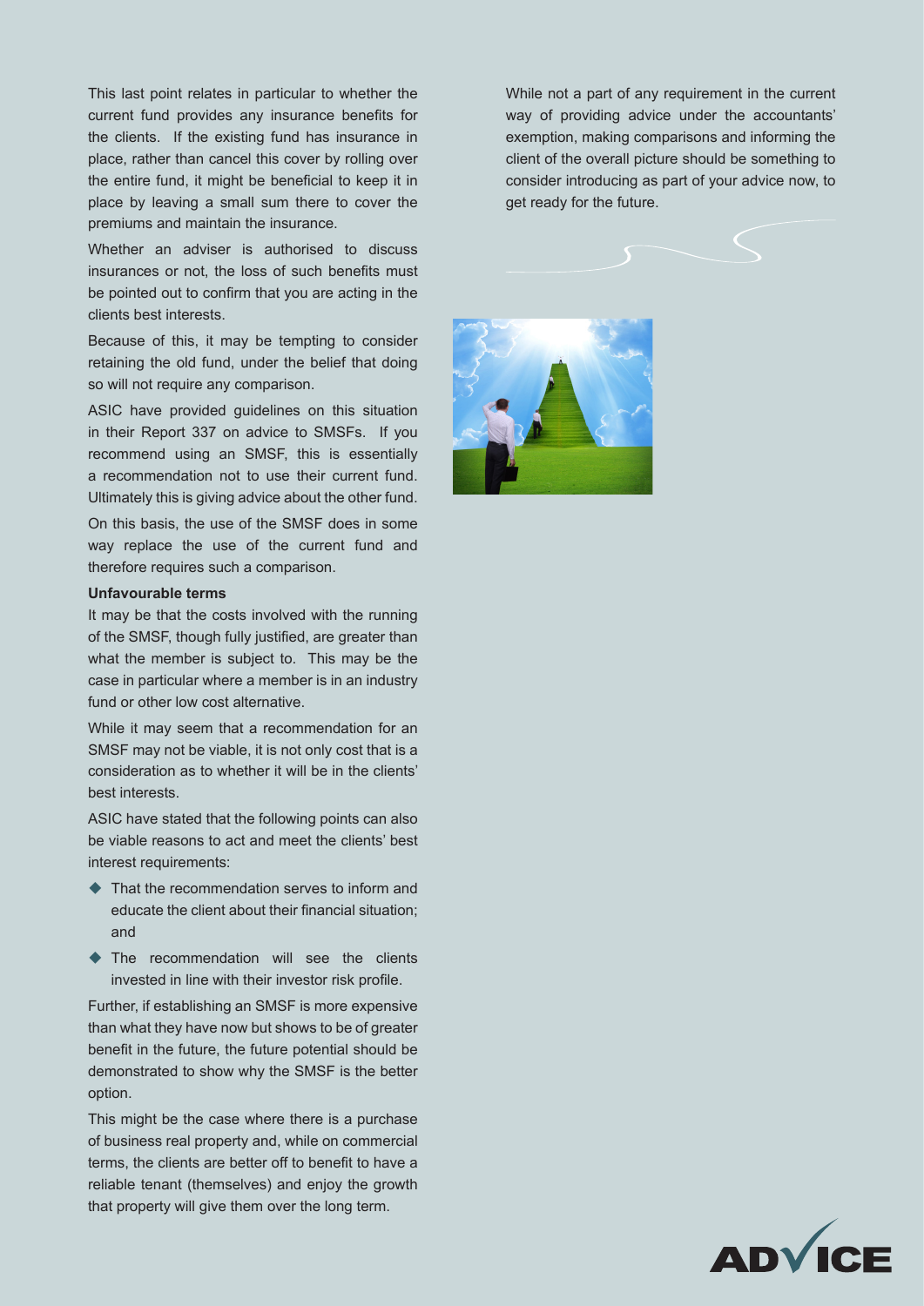This last point relates in particular to whether the current fund provides any insurance benefits for the clients. If the existing fund has insurance in place, rather than cancel this cover by rolling over the entire fund, it might be beneficial to keep it in place by leaving a small sum there to cover the premiums and maintain the insurance.

Whether an adviser is authorised to discuss insurances or not, the loss of such benefits must be pointed out to confirm that you are acting in the clients best interests.

Because of this, it may be tempting to consider retaining the old fund, under the belief that doing so will not require any comparison.

ASIC have provided guidelines on this situation in their Report 337 on advice to SMSFs. If you recommend using an SMSF, this is essentially a recommendation not to use their current fund. Ultimately this is giving advice about the other fund.

On this basis, the use of the SMSF does in some way replace the use of the current fund and therefore requires such a comparison.

**Unfavourable terms**

It may be that the costs involved with the running of the SMSF, though fully justified, are greater than what the member is subject to. This may be the case in particular where a member is in an industry fund or other low cost alternative.

While it may seem that a recommendation for an SMSF may not be viable, it is not only cost that is a consideration as to whether it will be in the clients' best interests.

ASIC have stated that the following points can also be viable reasons to act and meet the clients' best interest requirements:

- That the recommendation serves to inform and educate the client about their financial situation; and
- The recommendation will see the clients invested in line with their investor risk profile.

Further, if establishing an SMSF is more expensive than what they have now but shows to be of greater benefit in the future, the future potential should be demonstrated to show why the SMSF is the better option.

This might be the case where there is a purchase of business real property and, while on commercial terms, the clients are better off to benefit to have a reliable tenant (themselves) and enjoy the growth that property will give them over the long term.

While not a part of any requirement in the current way of providing advice under the accountants' exemption, making comparisons and informing the client of the overall picture should be something to consider introducing as part of your advice now, to get ready for the future.